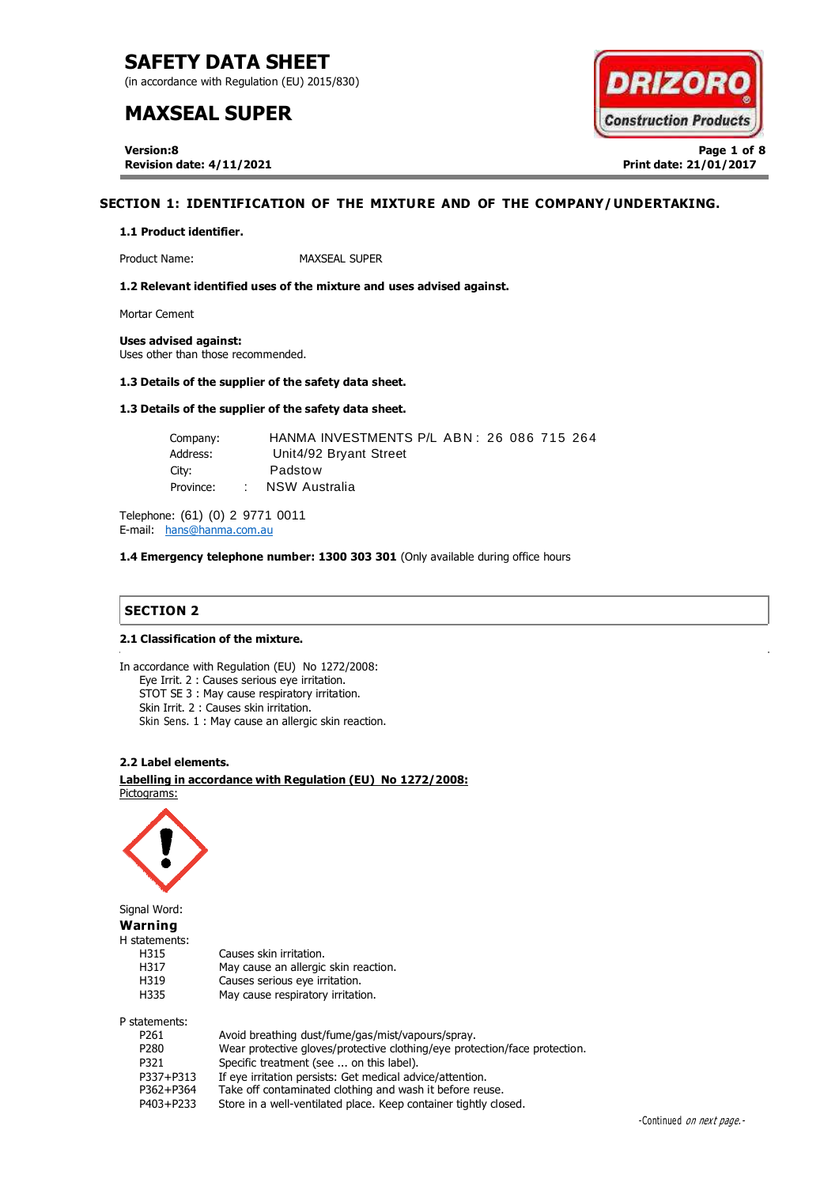# SAFETY DATA SHEET

(in accordance with Regulation (EU) 2015/830)

# MAXSEAL SUPER

**Version:8**
**Revision date: 4/11/2021**

**Print date: 21/01/2017**

## SECTION 1: IDENTIFICATION OF THE MIXTURE AND OF THE COMPANY/UNDERTAKING.

### 1.1 Product identifier.

Product Name: MAXSEAL SUPER

### 1.2 Relevant identified uses of the mixture and uses advised against.

Mortar Cement

**Uses advised against:**
Uses other than those recommended.

### 1.3 Details of the supplier of the safety data sheet.

### 1.3 Details of the supplier of the safety data sheet.

Company: HANMA INVESTMENTS P/L ABN: 26 086 715 264
Address: Unit4/92 Bryant Street
City: Padstow
Province: : NSW Australia

Telephone: (61) (0) 2 9771 0011
E-mail: hans@hanma.com.au

**1.4 Emergency telephone number: 1300 303 301** (Only available during office hours

## SECTION 2

### 2.1 Classification of the mixture.

In accordance with Regulation (EU) No 1272/2008:

- Eye Irrit. 2 : Causes serious eye irritation.
- STOT SE 3 : May cause respiratory irritation.
- Skin Irrit. 2 : Causes skin irritation.
- Skin Sens. 1 : May cause an allergic skin reaction.

### 2.2 Label elements.

**Labelling in accordance with Regulation (EU) No 1272/2008:**

Pictograms:

Signal Word:

**Warning**

H statements:

| | |
|---|---|
| H315 | Causes skin irritation. |
| H317 | May cause an allergic skin reaction. |
| H319 | Causes serious eye irritation. |
| H335 | May cause respiratory irritation. |

P statements:

| | |
|---|---|
| P261 | Avoid breathing dust/fume/gas/mist/vapours/spray. |
| P280 | Wear protective gloves/protective clothing/eye protection/face protection. |
| P321 | Specific treatment (see ... on this label). |
| P337+P313 | If eye irritation persists: Get medical advice/attention. |
| P362+P364 | Take off contaminated clothing and wash it before reuse. |
| P403+P233 | Store in a well-ventilated place. Keep container tightly closed. |

-Continued *on next page*.-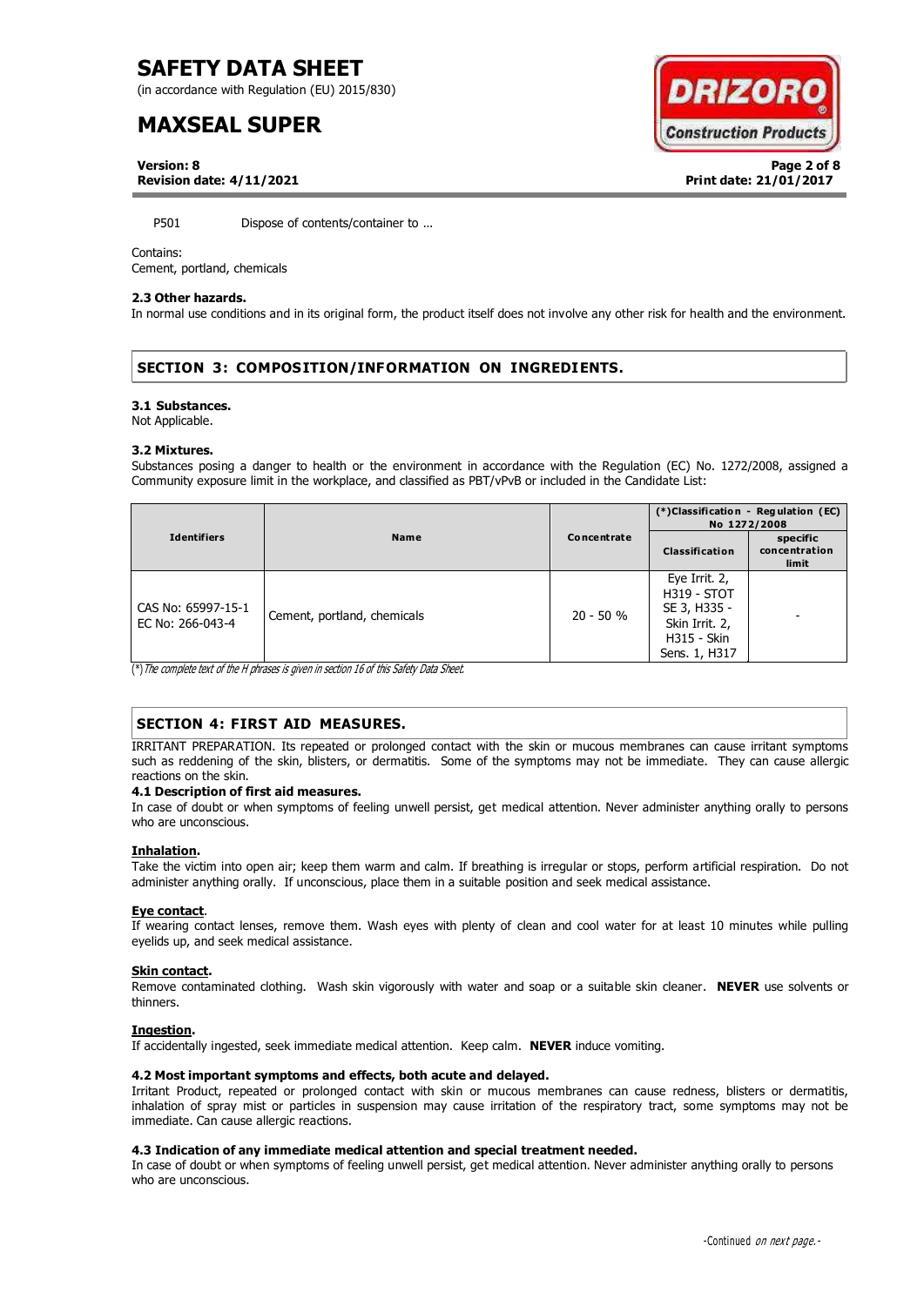P501 Dispose of contents/container to ...

Contains:
Cement, portland, chemicals

### 2.3 Other hazards.

In normal use conditions and in its original form, the product itself does not involve any other risk for health and the environment.

## SECTION 3: COMPOSITION/INFORMATION ON INGREDIENTS.

### 3.1 Substances.

Not Applicable.

### 3.2 Mixtures.

Substances posing a danger to health or the environment in accordance with the Regulation (EC) No. 1272/2008, assigned a Community exposure limit in the workplace, and classified as PBT/vPvB or included in the Candidate List:

| Identifiers | Name | Concentrate | (*)Classification - Regulation (EC) No 1272/2008 | |
|---|---|---|---|---|
| | | | Classification | specific concentration limit |
| CAS No: 65997-15-1<br>EC No: 266-043-4 | Cement, portland, chemicals | 20 - 50 % | Eye Irrit. 2, H319 - STOT SE 3, H335 - Skin Irrit. 2, H315 - Skin Sens. 1, H317 | - |

*(\*) The complete text of the H phrases is given in section 16 of this Safety Data Sheet.*

## SECTION 4: FIRST AID MEASURES.

IRRITANT PREPARATION. Its repeated or prolonged contact with the skin or mucous membranes can cause irritant symptoms such as reddening of the skin, blisters, or dermatitis. Some of the symptoms may not be immediate. They can cause allergic reactions on the skin.

### 4.1 Description of first aid measures.

In case of doubt or when symptoms of feeling unwell persist, get medical attention. Never administer anything orally to persons who are unconscious.

**Inhalation.**

Take the victim into open air; keep them warm and calm. If breathing is irregular or stops, perform artificial respiration. Do not administer anything orally. If unconscious, place them in a suitable position and seek medical assistance.

**Eye contact.**

If wearing contact lenses, remove them. Wash eyes with plenty of clean and cool water for at least 10 minutes while pulling eyelids up, and seek medical assistance.

**Skin contact.**

Remove contaminated clothing. Wash skin vigorously with water and soap or a suitable skin cleaner. **NEVER** use solvents or thinners.

**Ingestion.**

If accidentally ingested, seek immediate medical attention. Keep calm. **NEVER** induce vomiting.

### 4.2 Most important symptoms and effects, both acute and delayed.

Irritant Product, repeated or prolonged contact with skin or mucous membranes can cause redness, blisters or dermatitis, inhalation of spray mist or particles in suspension may cause irritation of the respiratory tract, some symptoms may not be immediate. Can cause allergic reactions.

### 4.3 Indication of any immediate medical attention and special treatment needed.

In case of doubt or when symptoms of feeling unwell persist, get medical attention. Never administer anything orally to persons who are unconscious.

-Continued *on next page.*-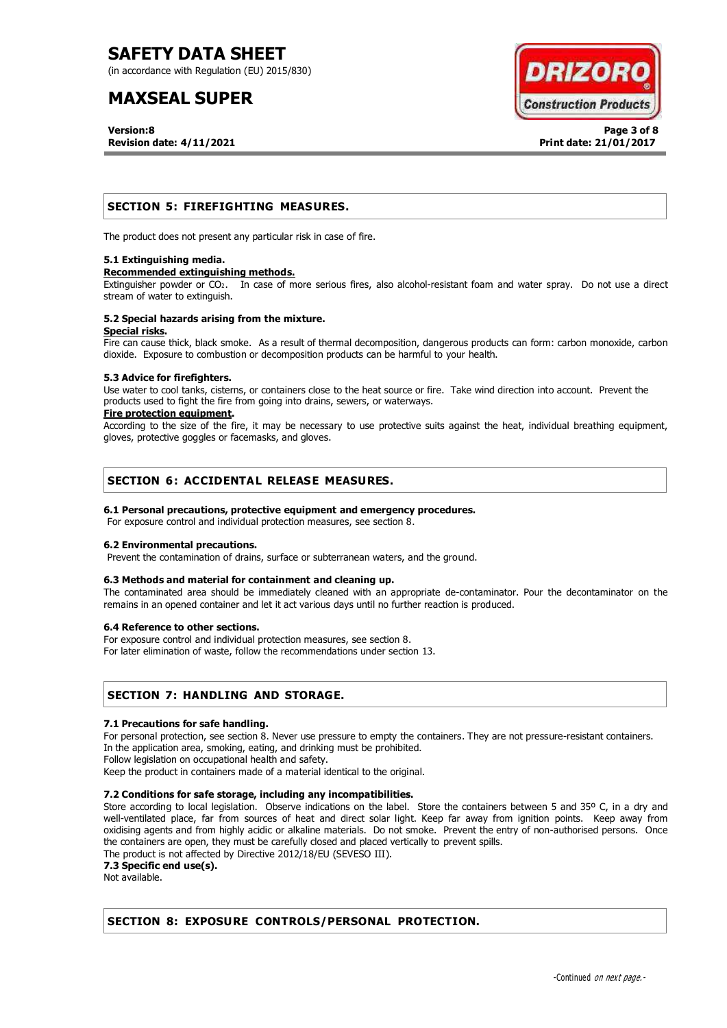## SECTION 5: FIREFIGHTING MEASURES.

The product does not present any particular risk in case of fire.

### 5.1 Extinguishing media.

**Recommended extinguishing methods.**

Extinguisher powder or $CO_2$. In case of more serious fires, also alcohol-resistant foam and water spray. Do not use a direct stream of water to extinguish.

### 5.2 Special hazards arising from the mixture.

**Special risks.**

Fire can cause thick, black smoke. As a result of thermal decomposition, dangerous products can form: carbon monoxide, carbon dioxide. Exposure to combustion or decomposition products can be harmful to your health.

### 5.3 Advice for firefighters.

Use water to cool tanks, cisterns, or containers close to the heat source or fire. Take wind direction into account. Prevent the products used to fight the fire from going into drains, sewers, or waterways.

**Fire protection equipment.**

According to the size of the fire, it may be necessary to use protective suits against the heat, individual breathing equipment, gloves, protective goggles or facemasks, and gloves.

## SECTION 6: ACCIDENTAL RELEASE MEASURES.

### 6.1 Personal precautions, protective equipment and emergency procedures.

For exposure control and individual protection measures, see section 8.

### 6.2 Environmental precautions.

Prevent the contamination of drains, surface or subterranean waters, and the ground.

### 6.3 Methods and material for containment and cleaning up.

The contaminated area should be immediately cleaned with an appropriate de-contaminator. Pour the decontaminator on the remains in an opened container and let it act various days until no further reaction is produced.

### 6.4 Reference to other sections.

For exposure control and individual protection measures, see section 8.
For later elimination of waste, follow the recommendations under section 13.

## SECTION 7: HANDLING AND STORAGE.

### 7.1 Precautions for safe handling.

For personal protection, see section 8. Never use pressure to empty the containers. They are not pressure-resistant containers.
In the application area, smoking, eating, and drinking must be prohibited.
Follow legislation on occupational health and safety.
Keep the product in containers made of a material identical to the original.

### 7.2 Conditions for safe storage, including any incompatibilities.

Store according to local legislation. Observe indications on the label. Store the containers between 5 and 35º C, in a dry and well-ventilated place, far from sources of heat and direct solar light. Keep far away from ignition points. Keep away from oxidising agents and from highly acidic or alkaline materials. Do not smoke. Prevent the entry of non-authorised persons. Once the containers are open, they must be carefully closed and placed vertically to prevent spills.
The product is not affected by Directive 2012/18/EU (SEVESO III).

### 7.3 Specific end use(s).

Not available.

## SECTION 8: EXPOSURE CONTROLS/PERSONAL PROTECTION.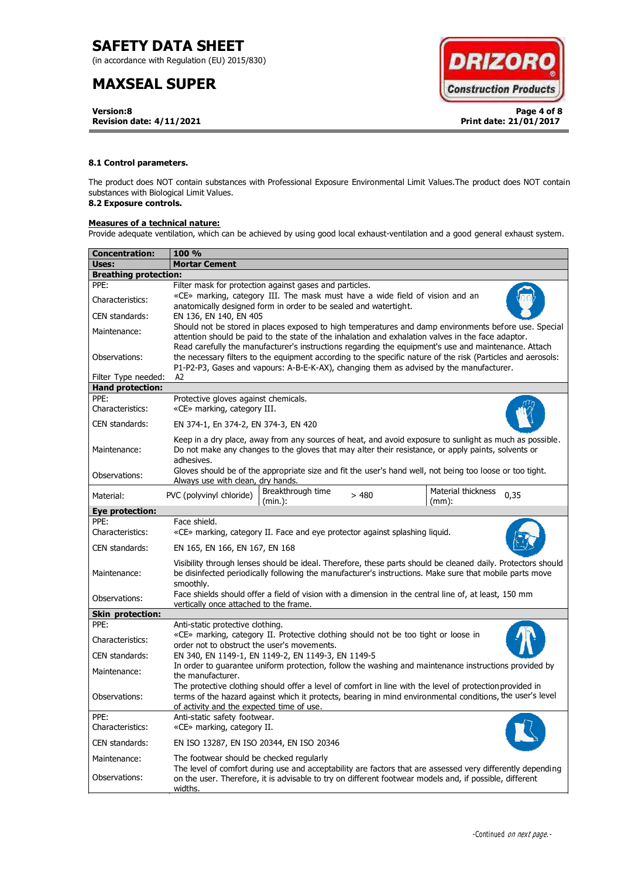**8.1 Control parameters.**

The product does NOT contain substances with Professional Exposure Environmental Limit Values.The product does NOT contain substances with Biological Limit Values.

**8.2 Exposure controls.**

**Measures of a technical nature:**

Provide adequate ventilation, which can be achieved by using good local exhaust-ventilation and a good general exhaust system.

| **Concentration:** | **100 %** | | | | |
|---|---|---|---|---|---|
| **Uses:** | **Mortar Cement** | | | | |
| **Breathing protection:** | | | | | |
| PPE: | Filter mask for protection against gases and particles. | | | | |
| Characteristics: | «CE» marking, category III. The mask must have a wide field of vision and an anatomically designed form in order to be sealed and watertight. | | | | |
| CEN standards: | EN 136, EN 140, EN 405 | | | | |
| Maintenance: | Should not be stored in places exposed to high temperatures and damp environments before use. Special attention should be paid to the state of the inhalation and exhalation valves in the face adaptor. | | | | |
| Observations: | Read carefully the manufacturer's instructions regarding the equipment's use and maintenance. Attach the necessary filters to the equipment according to the specific nature of the risk (Particles and aerosols: P1-P2-P3, Gases and vapours: A-B-E-K-AX), changing them as advised by the manufacturer. | | | | |
| Filter Type needed: | A2 | | | | |
| **Hand protection:** | | | | | |
| PPE: | Protective gloves against chemicals. | | | | |
| Characteristics: | «CE» marking, category III. | | | | |
| CEN standards: | EN 374-1, En 374-2, EN 374-3, EN 420 | | | | |
| Maintenance: | Keep in a dry place, away from any sources of heat, and avoid exposure to sunlight as much as possible. Do not make any changes to the gloves that may alter their resistance, or apply paints, solvents or adhesives. | | | | |
| Observations: | Gloves should be of the appropriate size and fit the user's hand well, not being too loose or too tight. Always use with clean, dry hands. | | | | |
| Material: | PVC (polyvinyl chloride) | Breakthrough time (min.): | > 480 | Material thickness (mm): | 0,35 |
| **Eye protection:** | | | | | |
| PPE: | Face shield. | | | | |
| Characteristics: | «CE» marking, category II. Face and eye protector against splashing liquid. | | | | |
| CEN standards: | EN 165, EN 166, EN 167, EN 168 | | | | |
| Maintenance: | Visibility through lenses should be ideal. Therefore, these parts should be cleaned daily. Protectors should be disinfected periodically following the manufacturer's instructions. Make sure that mobile parts move smoothly. | | | | |
| Observations: | Face shields should offer a field of vision with a dimension in the central line of, at least, 150 mm vertically once attached to the frame. | | | | |
| **Skin protection:** | | | | | |
| PPE: | Anti-static protective clothing. | | | | |
| Characteristics: | «CE» marking, category II. Protective clothing should not be too tight or loose in order not to obstruct the user's movements. | | | | |
| CEN standards: | EN 340, EN 1149-1, EN 1149-2, EN 1149-3, EN 1149-5 | | | | |
| Maintenance: | In order to guarantee uniform protection, follow the washing and maintenance instructions provided by the manufacturer. | | | | |
| Observations: | The protective clothing should offer a level of comfort in line with the level of protection provided in terms of the hazard against which it protects, bearing in mind environmental conditions, the user's level of activity and the expected time of use. | | | | |
| PPE: | Anti-static safety footwear. | | | | |
| Characteristics: | «CE» marking, category II. | | | | |
| CEN standards: | EN ISO 13287, EN ISO 20344, EN ISO 20346 | | | | |
| Maintenance: | The footwear should be checked regularly | | | | |
| Observations: | The level of comfort during use and acceptability are factors that are assessed very differently depending on the user. Therefore, it is advisable to try on different footwear models and, if possible, different widths. | | | | |

-Continued *on next page.*-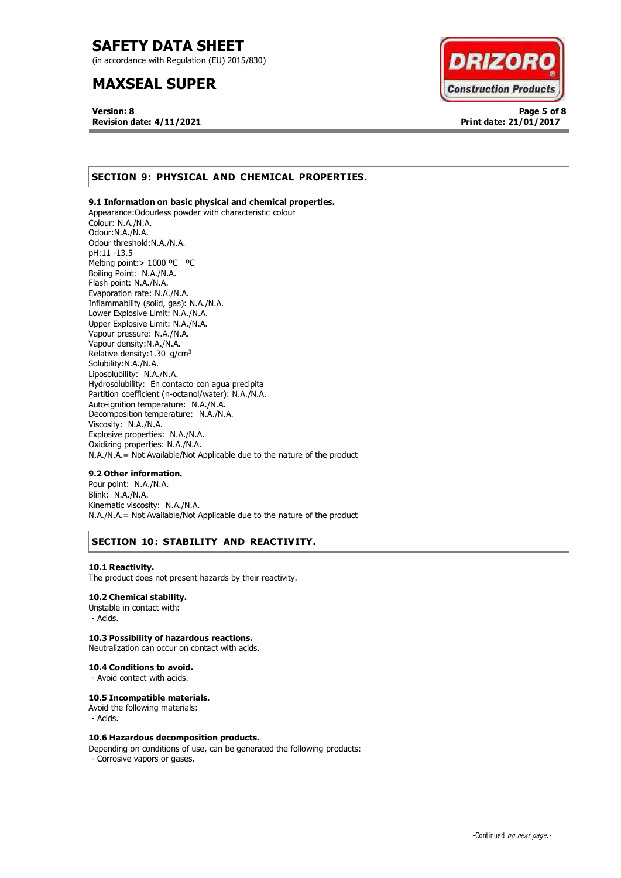## SECTION 9: PHYSICAL AND CHEMICAL PROPERTIES.

### 9.1 Information on basic physical and chemical properties.

Appearance:Odourless powder with characteristic colour
Colour: N.A./N.A.
Odour:N.A./N.A.
Odour threshold:N.A./N.A.
pH:11 -13.5
Melting point:> 1000 ºC ºC
Boiling Point: N.A./N.A.
Flash point: N.A./N.A.
Evaporation rate: N.A./N.A.
Inflammability (solid, gas): N.A./N.A.
Lower Explosive Limit: N.A./N.A.
Upper Explosive Limit: N.A./N.A.
Vapour pressure: N.A./N.A.
Vapour density:N.A./N.A.
Relative density:1.30 g/cm$^3$
Solubility:N.A./N.A.
Liposolubility: N.A./N.A.
Hydrosolubility: En contacto con agua precipita
Partition coefficient (n-octanol/water): N.A./N.A.
Auto-ignition temperature: N.A./N.A.
Decomposition temperature: N.A./N.A.
Viscosity: N.A./N.A.
Explosive properties: N.A./N.A.
Oxidizing properties: N.A./N.A.
N.A./N.A.= Not Available/Not Applicable due to the nature of the product

### 9.2 Other information.

Pour point: N.A./N.A.
Blink: N.A./N.A.
Kinematic viscosity: N.A./N.A.
N.A./N.A.= Not Available/Not Applicable due to the nature of the product

## SECTION 10: STABILITY AND REACTIVITY.

### 10.1 Reactivity.

The product does not present hazards by their reactivity.

### 10.2 Chemical stability.

Unstable in contact with:
- Acids.

### 10.3 Possibility of hazardous reactions.

Neutralization can occur on contact with acids.

### 10.4 Conditions to avoid.

- Avoid contact with acids.

### 10.5 Incompatible materials.

Avoid the following materials:
- Acids.

### 10.6 Hazardous decomposition products.

Depending on conditions of use, can be generated the following products:
- Corrosive vapors or gases.

-Continued *on next page.*-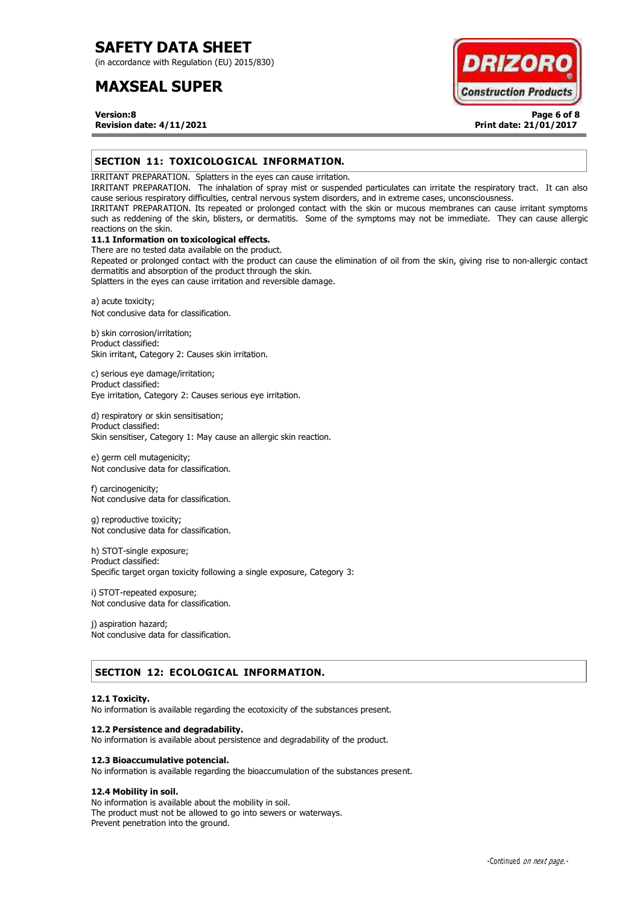## SECTION 11: TOXICOLOGICAL INFORMATION.

IRRITANT PREPARATION. Splatters in the eyes can cause irritation.
IRRITANT PREPARATION. The inhalation of spray mist or suspended particulates can irritate the respiratory tract. It can also cause serious respiratory difficulties, central nervous system disorders, and in extreme cases, unconsciousness.
IRRITANT PREPARATION. Its repeated or prolonged contact with the skin or mucous membranes can cause irritant symptoms such as reddening of the skin, blisters, or dermatitis. Some of the symptoms may not be immediate. They can cause allergic reactions on the skin.

### 11.1 Information on toxicological effects.

There are no tested data available on the product.
Repeated or prolonged contact with the product can cause the elimination of oil from the skin, giving rise to non-allergic contact dermatitis and absorption of the product through the skin.
Splatters in the eyes can cause irritation and reversible damage.

a) acute toxicity;
Not conclusive data for classification.

b) skin corrosion/irritation;
Product classified:
Skin irritant, Category 2: Causes skin irritation.

c) serious eye damage/irritation;
Product classified:
Eye irritation, Category 2: Causes serious eye irritation.

d) respiratory or skin sensitisation;
Product classified:
Skin sensitiser, Category 1: May cause an allergic skin reaction.

e) germ cell mutagenicity;
Not conclusive data for classification.

f) carcinogenicity;
Not conclusive data for classification.

g) reproductive toxicity;
Not conclusive data for classification.

h) STOT-single exposure;
Product classified:
Specific target organ toxicity following a single exposure, Category 3:

i) STOT-repeated exposure;
Not conclusive data for classification.

j) aspiration hazard;
Not conclusive data for classification.

## SECTION 12: ECOLOGICAL INFORMATION.

### 12.1 Toxicity.

No information is available regarding the ecotoxicity of the substances present.

### 12.2 Persistence and degradability.

No information is available about persistence and degradability of the product.

### 12.3 Bioaccumulative potencial.

No information is available regarding the bioaccumulation of the substances present.

### 12.4 Mobility in soil.

No information is available about the mobility in soil.
The product must not be allowed to go into sewers or waterways.
Prevent penetration into the ground.

-Continued *on next page.*-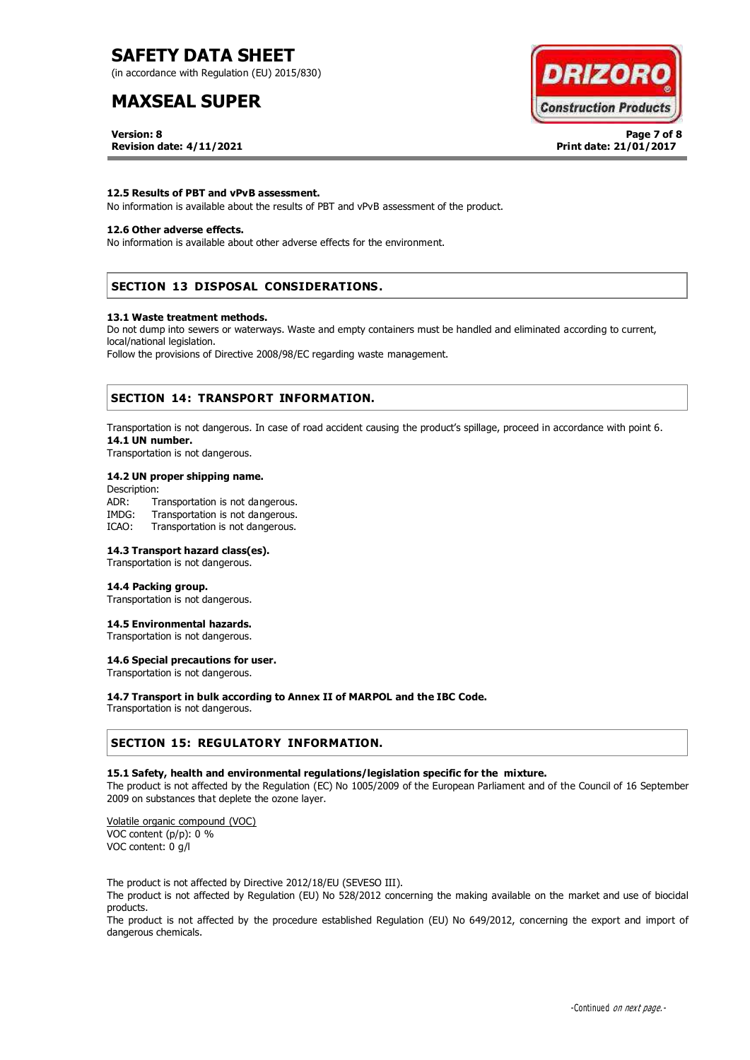### 12.5 Results of PBT and vPvB assessment.

No information is available about the results of PBT and vPvB assessment of the product.

### 12.6 Other adverse effects.

No information is available about other adverse effects for the environment.

## SECTION 13 DISPOSAL CONSIDERATIONS.

### 13.1 Waste treatment methods.

Do not dump into sewers or waterways. Waste and empty containers must be handled and eliminated according to current, local/national legislation.

Follow the provisions of Directive 2008/98/EC regarding waste management.

## SECTION 14: TRANSPORT INFORMATION.

Transportation is not dangerous. In case of road accident causing the product's spillage, proceed in accordance with point 6.

### 14.1 UN number.

Transportation is not dangerous.

### 14.2 UN proper shipping name.

Description:

ADR: Transportation is not dangerous.
IMDG: Transportation is not dangerous.
ICAO: Transportation is not dangerous.

### 14.3 Transport hazard class(es).

Transportation is not dangerous.

### 14.4 Packing group.

Transportation is not dangerous.

### 14.5 Environmental hazards.

Transportation is not dangerous.

### 14.6 Special precautions for user.

Transportation is not dangerous.

### 14.7 Transport in bulk according to Annex II of MARPOL and the IBC Code.

Transportation is not dangerous.

## SECTION 15: REGULATORY INFORMATION.

### 15.1 Safety, health and environmental regulations/legislation specific for the mixture.

The product is not affected by the Regulation (EC) No 1005/2009 of the European Parliament and of the Council of 16 September 2009 on substances that deplete the ozone layer.

Volatile organic compound (VOC)
VOC content (p/p): 0 %
VOC content: 0 g/l

The product is not affected by Directive 2012/18/EU (SEVESO III).

The product is not affected by Regulation (EU) No 528/2012 concerning the making available on the market and use of biocidal products.

The product is not affected by the procedure established Regulation (EU) No 649/2012, concerning the export and import of dangerous chemicals.

-Continued *on next page.*-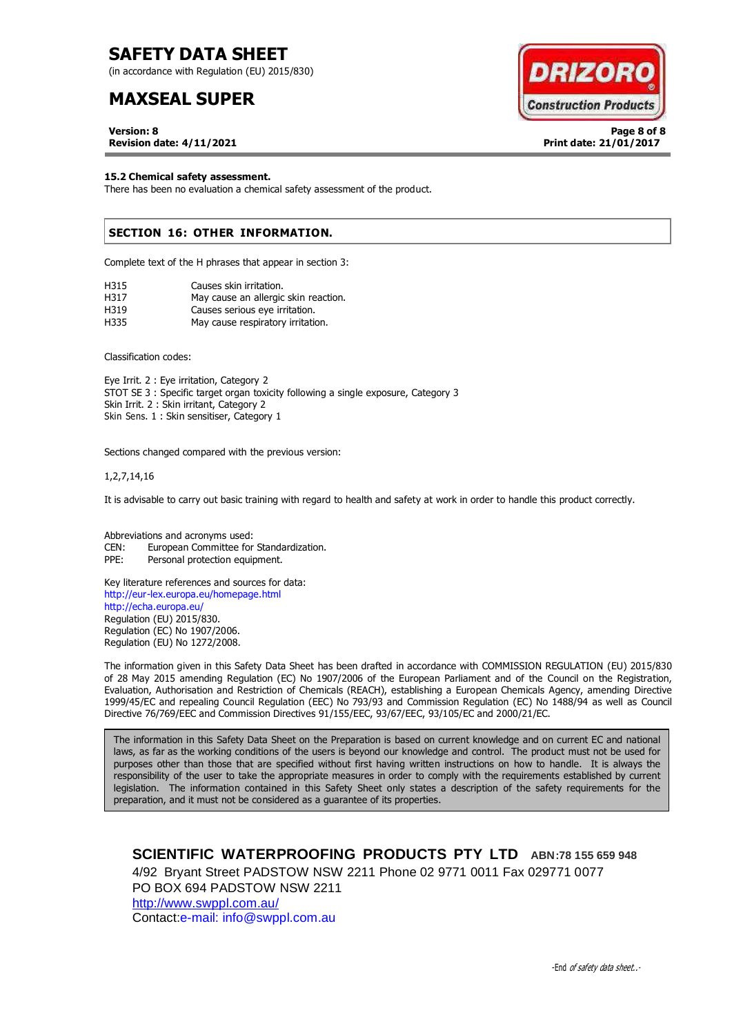### 15.2 Chemical safety assessment.

There has been no evaluation a chemical safety assessment of the product.

## SECTION 16: OTHER INFORMATION.

Complete text of the H phrases that appear in section 3:

| | |
|---|---|
| H315 | Causes skin irritation. |
| H317 | May cause an allergic skin reaction. |
| H319 | Causes serious eye irritation. |
| H335 | May cause respiratory irritation. |

Classification codes:

Eye Irrit. 2 : Eye irritation, Category 2
STOT SE 3 : Specific target organ toxicity following a single exposure, Category 3
Skin Irrit. 2 : Skin irritant, Category 2
Skin Sens. 1 : Skin sensitiser, Category 1

Sections changed compared with the previous version:

1,2,7,14,16

It is advisable to carry out basic training with regard to health and safety at work in order to handle this product correctly.

Abbreviations and acronyms used:
CEN: European Committee for Standardization.
PPE: Personal protection equipment.

Key literature references and sources for data:
http://eur-lex.europa.eu/homepage.html
http://echa.europa.eu/
Regulation (EU) 2015/830.
Regulation (EC) No 1907/2006.
Regulation (EU) No 1272/2008.

The information given in this Safety Data Sheet has been drafted in accordance with COMMISSION REGULATION (EU) 2015/830 of 28 May 2015 amending Regulation (EC) No 1907/2006 of the European Parliament and of the Council on the Registration, Evaluation, Authorisation and Restriction of Chemicals (REACH), establishing a European Chemicals Agency, amending Directive 1999/45/EC and repealing Council Regulation (EEC) No 793/93 and Commission Regulation (EC) No 1488/94 as well as Council Directive 76/769/EEC and Commission Directives 91/155/EEC, 93/67/EEC, 93/105/EC and 2000/21/EC.

The information in this Safety Data Sheet on the Preparation is based on current knowledge and on current EC and national laws, as far as the working conditions of the users is beyond our knowledge and control. The product must not be used for purposes other than those that are specified without first having written instructions on how to handle. It is always the responsibility of the user to take the appropriate measures in order to comply with the requirements established by current legislation. The information contained in this Safety Sheet only states a description of the safety requirements for the preparation, and it must not be considered as a guarantee of its properties.

**SCIENTIFIC WATERPROOFING PRODUCTS PTY LTD** **ABN:78 155 659 948**
4/92 Bryant Street PADSTOW NSW 2211 Phone 02 9771 0011 Fax 029771 0077
PO BOX 694 PADSTOW NSW 2211
http://www.swppl.com.au/
Contact:e-mail: info@swppl.com.au

-End *of safety data sheet..*-